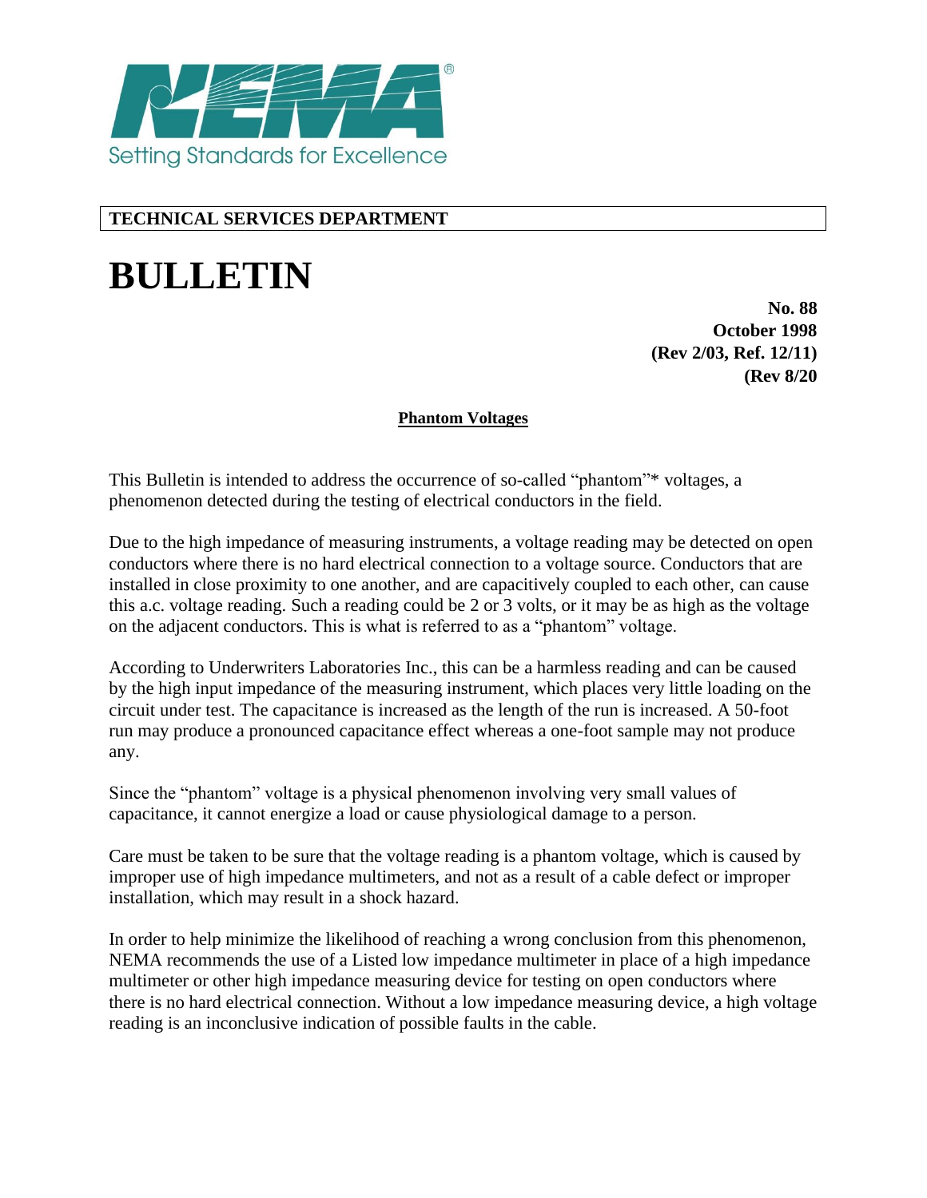Setting Standards for Excellence

**TECHNICAL SERVICES DEPARTMENT**

# BULLETIN

**No. 88**
**October 1998**
**(Rev 2/03, Ref. 12/11)**
**(Rev 8/20**

## Phantom Voltages

This Bulletin is intended to address the occurrence of so-called "phantom"* voltages, a phenomenon detected during the testing of electrical conductors in the field.

Due to the high impedance of measuring instruments, a voltage reading may be detected on open conductors where there is no hard electrical connection to a voltage source. Conductors that are installed in close proximity to one another, and are capacitively coupled to each other, can cause this a.c. voltage reading. Such a reading could be 2 or 3 volts, or it may be as high as the voltage on the adjacent conductors. This is what is referred to as a "phantom" voltage.

According to Underwriters Laboratories Inc., this can be a harmless reading and can be caused by the high input impedance of the measuring instrument, which places very little loading on the circuit under test. The capacitance is increased as the length of the run is increased. A 50-foot run may produce a pronounced capacitance effect whereas a one-foot sample may not produce any.

Since the "phantom" voltage is a physical phenomenon involving very small values of capacitance, it cannot energize a load or cause physiological damage to a person.

Care must be taken to be sure that the voltage reading is a phantom voltage, which is caused by improper use of high impedance multimeters, and not as a result of a cable defect or improper installation, which may result in a shock hazard.

In order to help minimize the likelihood of reaching a wrong conclusion from this phenomenon, NEMA recommends the use of a Listed low impedance multimeter in place of a high impedance multimeter or other high impedance measuring device for testing on open conductors where there is no hard electrical connection. Without a low impedance measuring device, a high voltage reading is an inconclusive indication of possible faults in the cable.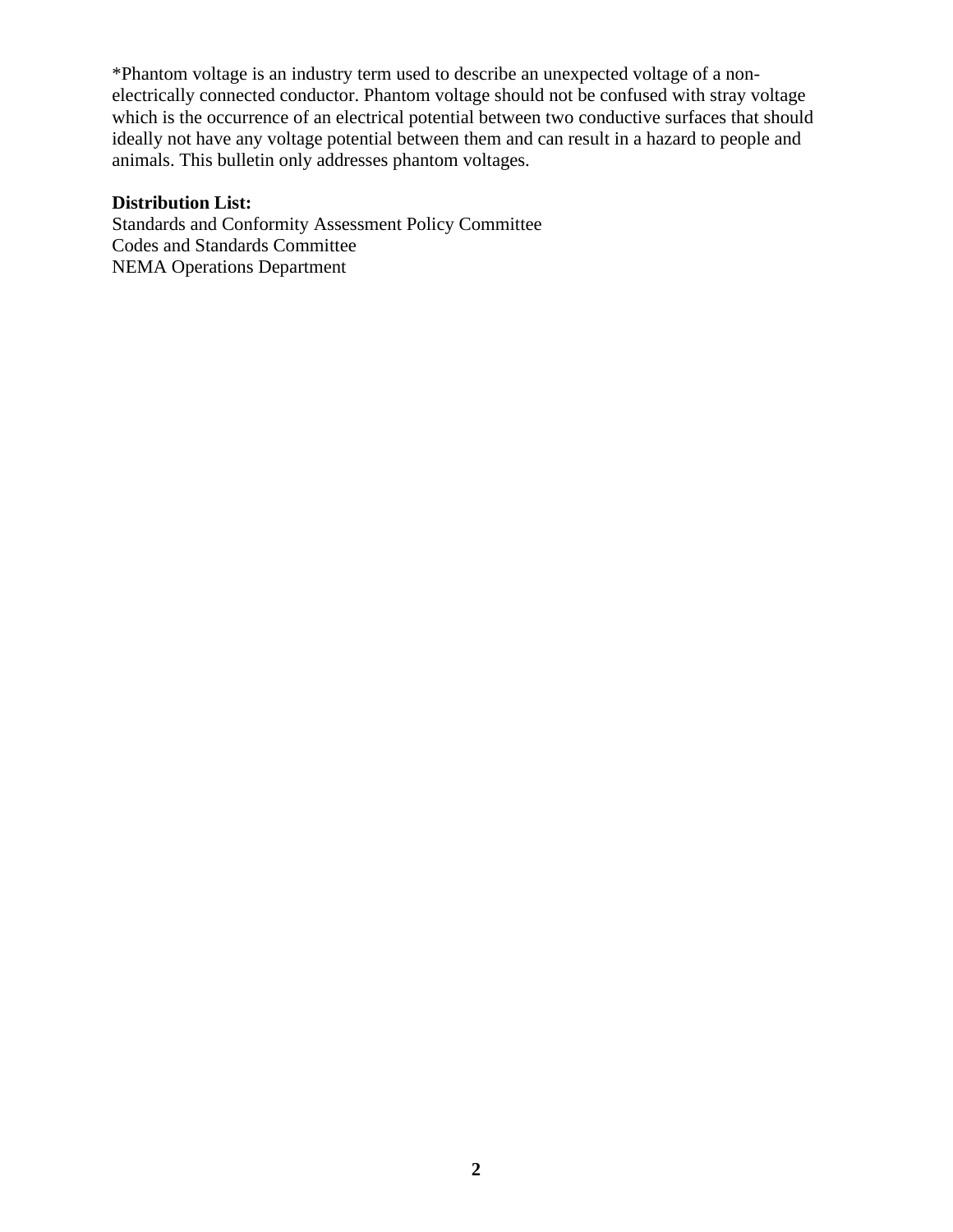*Phantom voltage is an industry term used to describe an unexpected voltage of a non-electrically connected conductor. Phantom voltage should not be confused with stray voltage which is the occurrence of an electrical potential between two conductive surfaces that should ideally not have any voltage potential between them and can result in a hazard to people and animals. This bulletin only addresses phantom voltages.

**Distribution List:**
Standards and Conformity Assessment Policy Committee
Codes and Standards Committee
NEMA Operations Department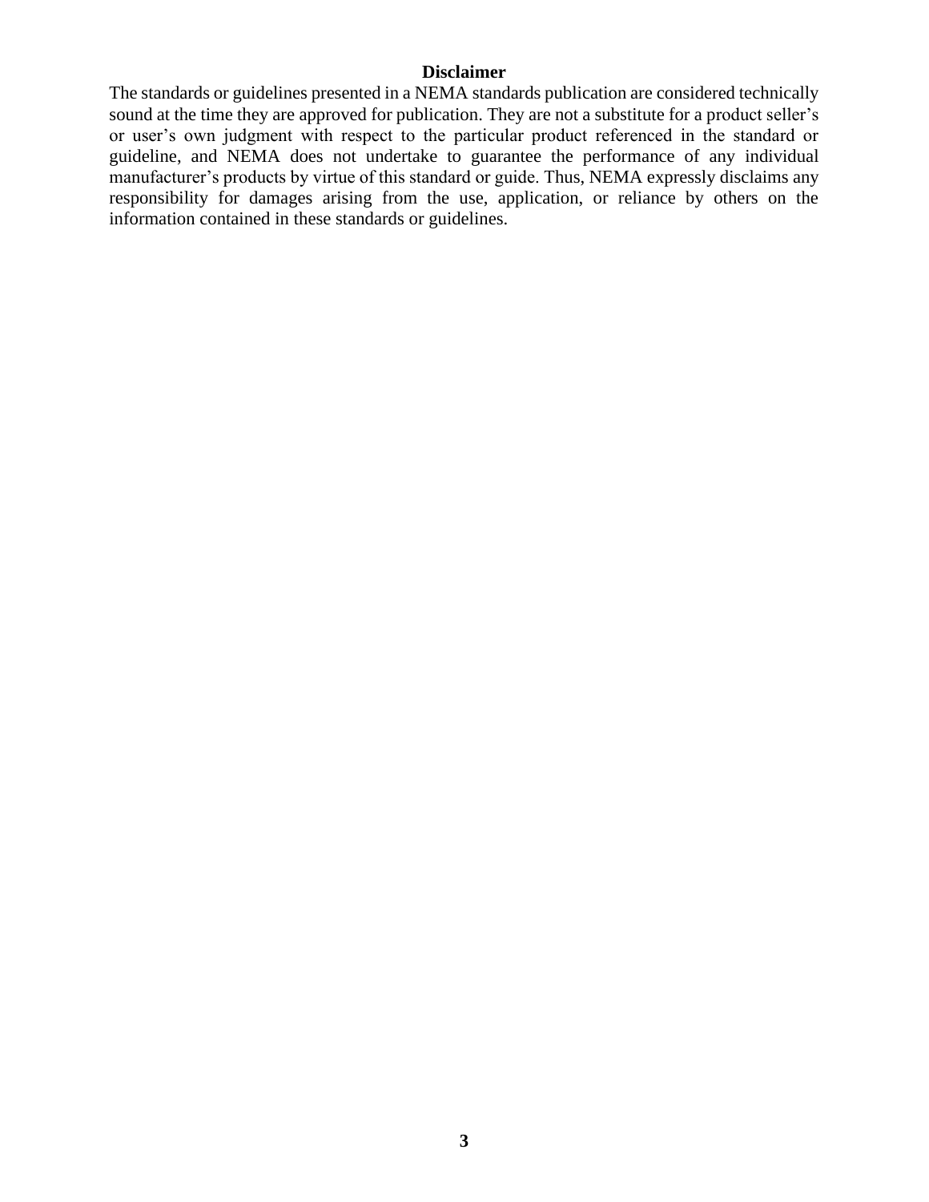**Disclaimer**

The standards or guidelines presented in a NEMA standards publication are considered technically sound at the time they are approved for publication. They are not a substitute for a product seller's or user's own judgment with respect to the particular product referenced in the standard or guideline, and NEMA does not undertake to guarantee the performance of any individual manufacturer's products by virtue of this standard or guide. Thus, NEMA expressly disclaims any responsibility for damages arising from the use, application, or reliance by others on the information contained in these standards or guidelines.